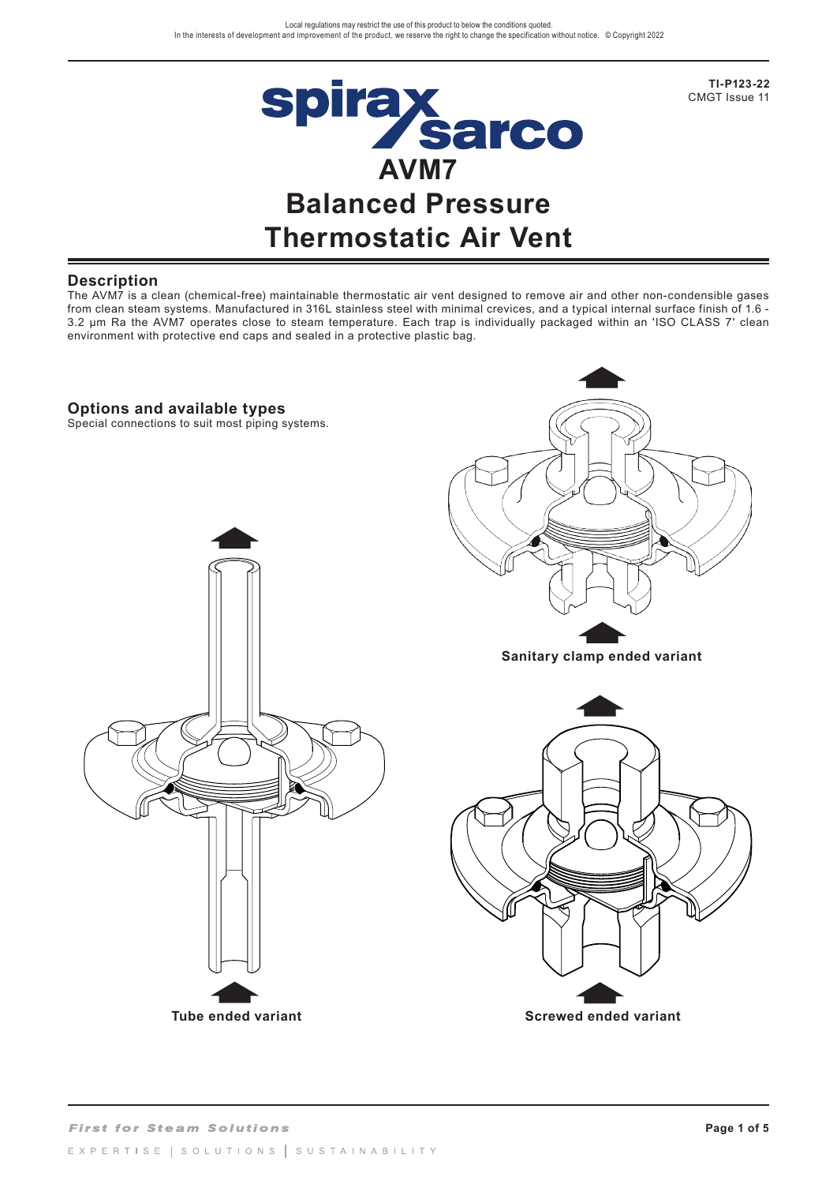Local regulations may restrict the use of this product to below the conditions quoted.
In the interests of development and improvement of the product, we reserve the right to change the specification without notice. © Copyright 2022

**TI-P123-22**
CMGT Issue 11

# AVM7
# Balanced Pressure Thermostatic Air Vent

## Description

The AVM7 is a clean (chemical-free) maintainable thermostatic air vent designed to remove air and other non-condensible gases from clean steam systems. Manufactured in 316L stainless steel with minimal crevices, and a typical internal surface finish of 1.6 - 3.2 μm Ra the AVM7 operates close to steam temperature. Each trap is individually packaged within an 'ISO CLASS 7' clean environment with protective end caps and sealed in a protective plastic bag.

## Options and available types

Special connections to suit most piping systems.

**Sanitary clamp ended variant**

**Tube ended variant**

**Screwed ended variant**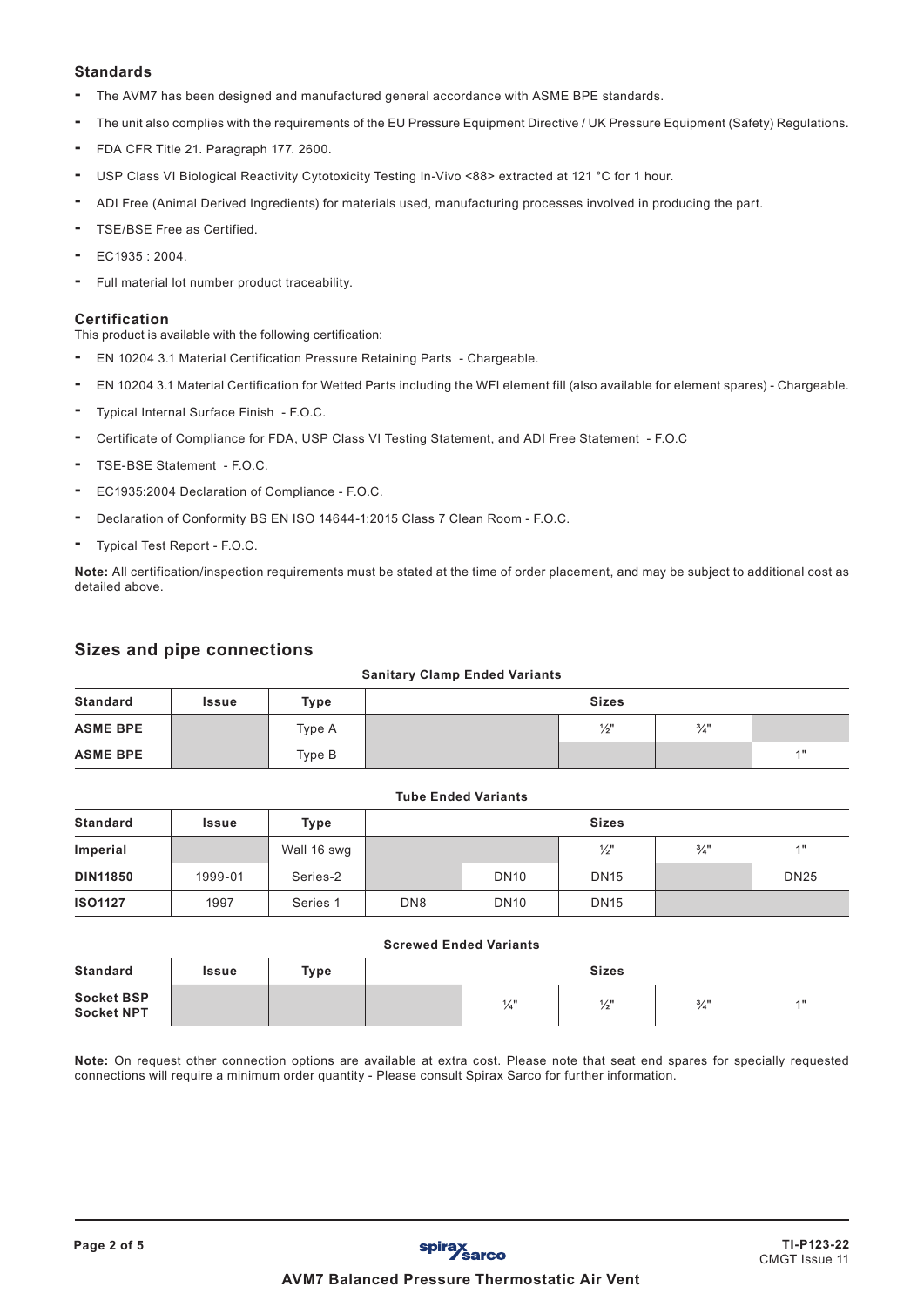### Standards

- The AVM7 has been designed and manufactured general accordance with ASME BPE standards.
- The unit also complies with the requirements of the EU Pressure Equipment Directive / UK Pressure Equipment (Safety) Regulations.
- FDA CFR Title 21. Paragraph 177. 2600.
- USP Class VI Biological Reactivity Cytotoxicity Testing In-Vivo <88> extracted at 121 °C for 1 hour.
- ADI Free (Animal Derived Ingredients) for materials used, manufacturing processes involved in producing the part.
- TSE/BSE Free as Certified.
- EC1935 : 2004.
- Full material lot number product traceability.

### Certification

This product is available with the following certification:

- EN 10204 3.1 Material Certification Pressure Retaining Parts - Chargeable.
- EN 10204 3.1 Material Certification for Wetted Parts including the WFI element fill (also available for element spares) - Chargeable.
- Typical Internal Surface Finish - F.O.C.
- Certificate of Compliance for FDA, USP Class VI Testing Statement, and ADI Free Statement - F.O.C
- TSE-BSE Statement - F.O.C.
- EC1935:2004 Declaration of Compliance - F.O.C.
- Declaration of Conformity BS EN ISO 14644-1:2015 Class 7 Clean Room - F.O.C.
- Typical Test Report - F.O.C.

**Note:** All certification/inspection requirements must be stated at the time of order placement, and may be subject to additional cost as detailed above.

## Sizes and pipe connections

**Sanitary Clamp Ended Variants**

| Standard | Issue | Type | Sizes | | | | |
|---|---|---|---|---|---|---|---|
| **ASME BPE** | | Type A | | | ½" | ¾" | |
| **ASME BPE** | | Type B | | | | | 1" |

**Tube Ended Variants**

| Standard | Issue | Type | Sizes | | | | |
|---|---|---|---|---|---|---|---|
| **Imperial** | | Wall 16 swg | | | ½" | ¾" | 1" |
| **DIN11850** | 1999-01 | Series-2 | | DN10 | DN15 | | DN25 |
| **ISO1127** | 1997 | Series 1 | DN8 | DN10 | DN15 | | |

**Screwed Ended Variants**

| Standard | Issue | Type | Sizes | | | | |
|---|---|---|---|---|---|---|---|
| **Socket BSP Socket NPT** | | | | ¼" | ½" | ¾" | 1" |

**Note:** On request other connection options are available at extra cost. Please note that seat end spares for specially requested connections will require a minimum order quantity - Please consult Spirax Sarco for further information.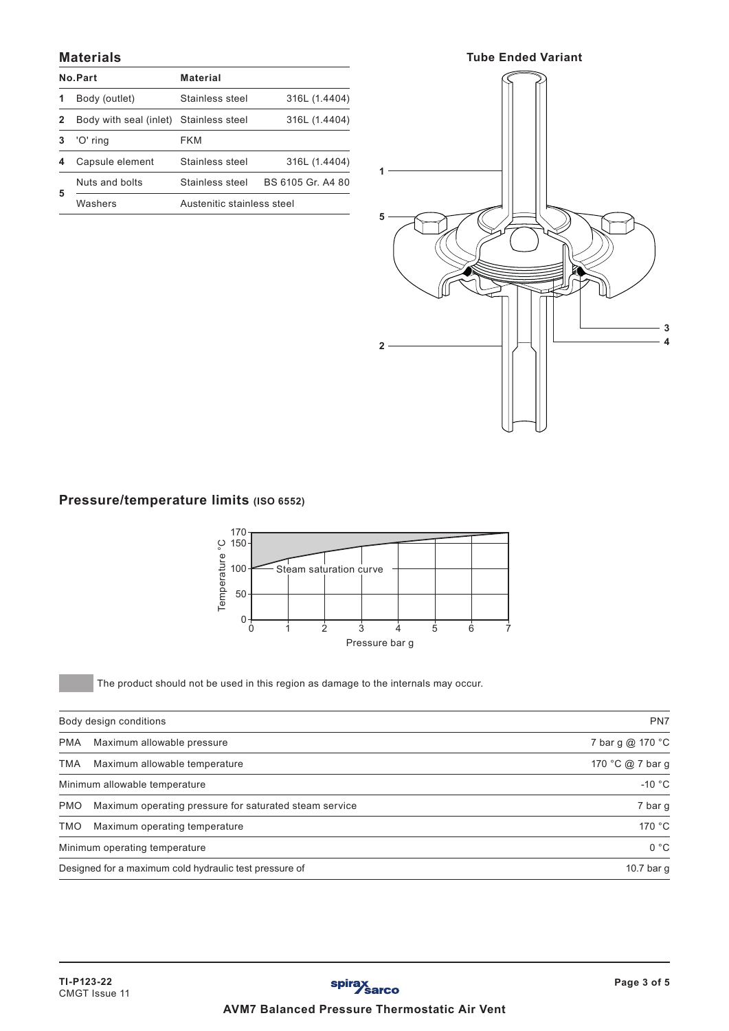## Materials

| No. | Part | Material | |
|---|---|---|---|
| 1 | Body (outlet) | Stainless steel | 316L (1.4404) |
| 2 | Body with seal (inlet) | Stainless steel | 316L (1.4404) |
| 3 | 'O' ring | FKM | |
| 4 | Capsule element | Stainless steel | 316L (1.4404) |
| 5 | Nuts and bolts | Stainless steel | BS 6105 Gr. A4 80 |
| | Washers | Austenitic stainless steel | |

**Tube Ended Variant**

## Pressure/temperature limits (ISO 6552)

The product should not be used in this region as damage to the internals may occur.

| | | |
|---|---|---|
| Body design conditions | | PN7 |
| PMA | Maximum allowable pressure | 7 bar g @ 170 °C |
| TMA | Maximum allowable temperature | 170 °C @ 7 bar g |
| Minimum allowable temperature | | -10 °C |
| PMO | Maximum operating pressure for saturated steam service | 7 bar g |
| TMO | Maximum operating temperature | 170 °C |
| Minimum operating temperature | | 0 °C |
| Designed for a maximum cold hydraulic test pressure of | | 10.7 bar g |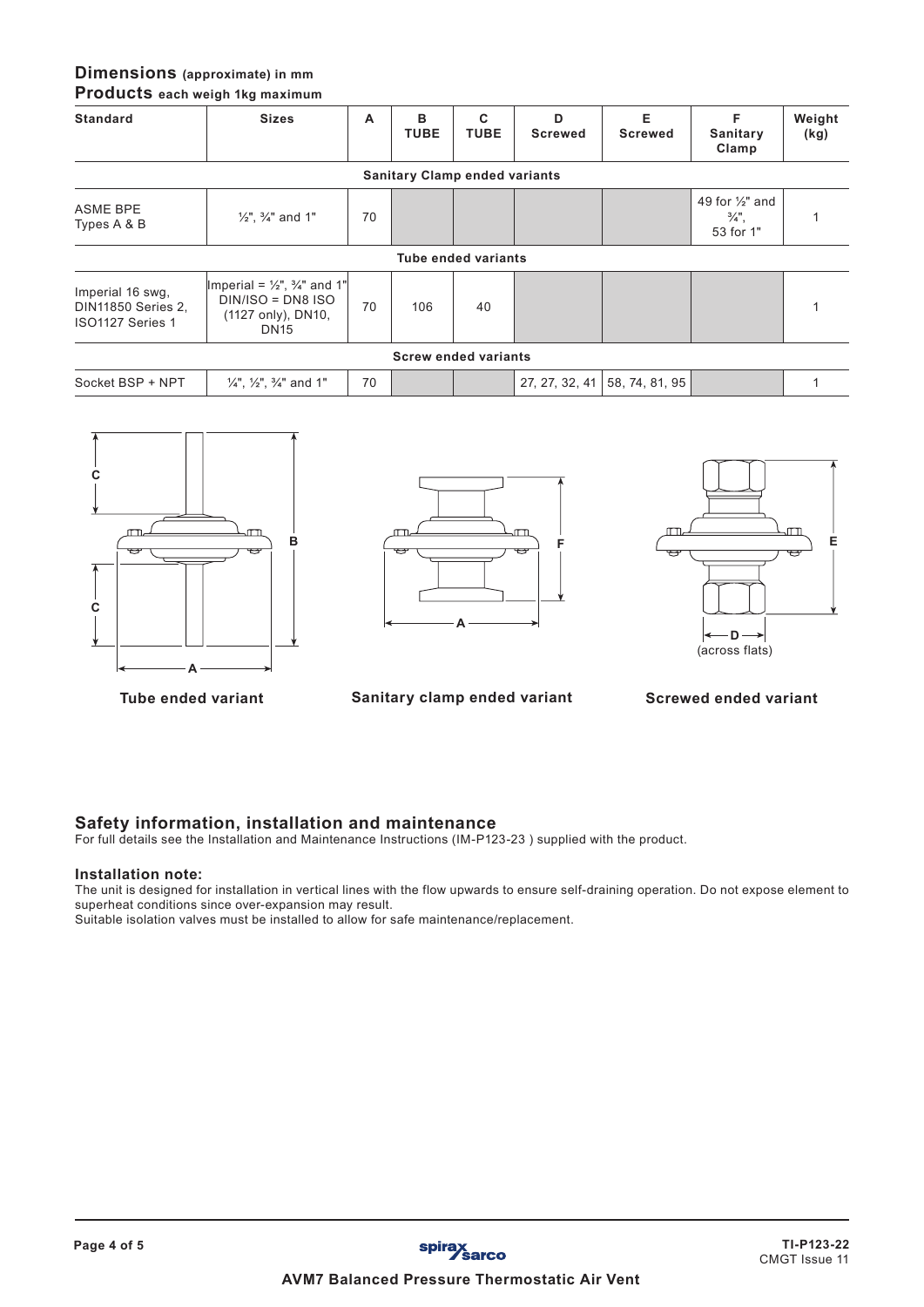## Dimensions (approximate) in mm

**Products each weigh 1kg maximum**

| Standard | Sizes | A | B TUBE | C TUBE | D Screwed | E Screwed | F Sanitary Clamp | Weight (kg) |
|---|---|---|---|---|---|---|---|---|
| **Sanitary Clamp ended variants** | | | | | | | | |
| ASME BPE Types A & B | ½", ¾" and 1" | 70 | | | | | 49 for ½" and ¾", 53 for 1" | 1 |
| **Tube ended variants** | | | | | | | | |
| Imperial 16 swg, DIN11850 Series 2, ISO1127 Series 1 | Imperial = ½", ¾" and 1" DIN/ISO = DN8 ISO (1127 only), DN10, DN15 | 70 | 106 | 40 | | | | 1 |
| **Screw ended variants** | | | | | | | | |
| Socket BSP + NPT | ¼", ½", ¾" and 1" | 70 | | | 27, 27, 32, 41 | 58, 74, 81, 95 | | 1 |

**Tube ended variant** **Sanitary clamp ended variant** **Screwed ended variant**

## Safety information, installation and maintenance

For full details see the Installation and Maintenance Instructions (IM-P123-23 ) supplied with the product.

### Installation note:

The unit is designed for installation in vertical lines with the flow upwards to ensure self-draining operation. Do not expose element to superheat conditions since over-expansion may result.

Suitable isolation valves must be installed to allow for safe maintenance/replacement.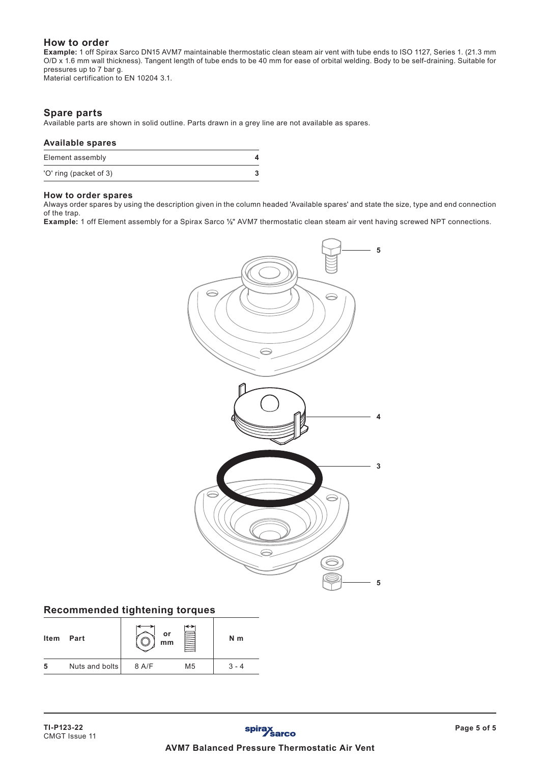## How to order

**Example:** 1 off Spirax Sarco DN15 AVM7 maintainable thermostatic clean steam air vent with tube ends to ISO 1127, Series 1. (21.3 mm O/D x 1.6 mm wall thickness). Tangent length of tube ends to be 40 mm for ease of orbital welding. Body to be self-draining. Suitable for pressures up to 7 bar g.
Material certification to EN 10204 3.1.

## Spare parts

Available parts are shown in solid outline. Parts drawn in a grey line are not available as spares.

### Available spares

| | |
|---|---|
| Element assembly | **4** |
| 'O' ring (packet of 3) | **3** |

### How to order spares

Always order spares by using the description given in the column headed 'Available spares' and state the size, type and end connection of the trap.

**Example:** 1 off Element assembly for a Spirax Sarco ½" AVM7 thermostatic clean steam air vent having screwed NPT connections.

5

4

3

5

## Recommended tightening torques

| Item | Part | | or mm | N m |
|---|---|---|---|---|
| **5** | Nuts and bolts | 8 A/F | M5 | 3 - 4 |

TI-P123-22
CMGT Issue 11

AVM7 Balanced Pressure Thermostatic Air Vent